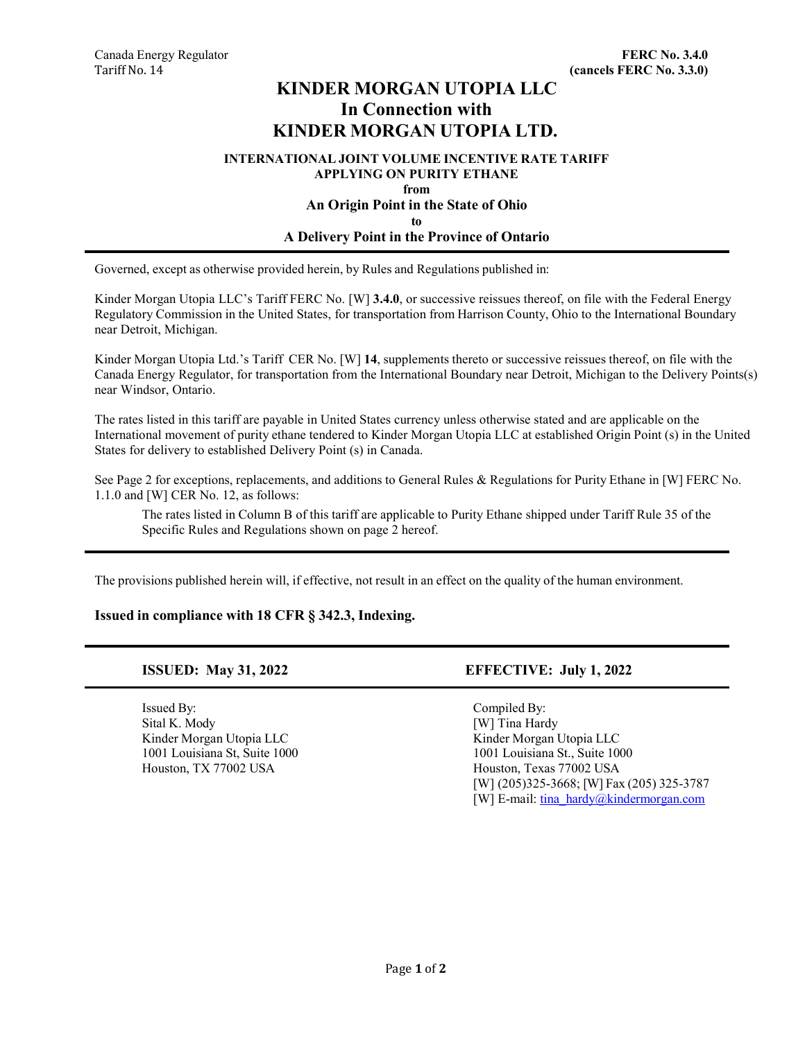Canada Energy Regulator
Tariff No. 14

**FERC No. 3.4.0**
**(cancels FERC No. 3.3.0)**

# KINDER MORGAN UTOPIA LLC
# In Connection with
# KINDER MORGAN UTOPIA LTD.

**INTERNATIONAL JOINT VOLUME INCENTIVE RATE TARIFF**
**APPLYING ON PURITY ETHANE**
**from**
**An Origin Point in the State of Ohio**
**to**
**A Delivery Point in the Province of Ontario**

---

Governed, except as otherwise provided herein, by Rules and Regulations published in:

Kinder Morgan Utopia LLC's Tariff FERC No. [W] **3.4.0**, or successive reissues thereof, on file with the Federal Energy Regulatory Commission in the United States, for transportation from Harrison County, Ohio to the International Boundary near Detroit, Michigan.

Kinder Morgan Utopia Ltd.'s Tariff CER No. [W] **14**, supplements thereto or successive reissues thereof, on file with the Canada Energy Regulator, for transportation from the International Boundary near Detroit, Michigan to the Delivery Points(s) near Windsor, Ontario.

The rates listed in this tariff are payable in United States currency unless otherwise stated and are applicable on the International movement of purity ethane tendered to Kinder Morgan Utopia LLC at established Origin Point (s) in the United States for delivery to established Delivery Point (s) in Canada.

See Page 2 for exceptions, replacements, and additions to General Rules & Regulations for Purity Ethane in [W] FERC No. 1.1.0 and [W] CER No. 12, as follows:

> The rates listed in Column B of this tariff are applicable to Purity Ethane shipped under Tariff Rule 35 of the Specific Rules and Regulations shown on page 2 hereof.

---

The provisions published herein will, if effective, not result in an effect on the quality of the human environment.

**Issued in compliance with 18 CFR § 342.3, Indexing.**

---

**ISSUED: May 31, 2022** | **EFFECTIVE: July 1, 2022**

---

Issued By:
Sital K. Mody
Kinder Morgan Utopia LLC
1001 Louisiana St, Suite 1000
Houston, TX 77002 USA

Compiled By:
[W] Tina Hardy
Kinder Morgan Utopia LLC
1001 Louisiana St., Suite 1000
Houston, Texas 77002 USA
[W] (205)325-3668; [W] Fax (205) 325-3787
[W] E-mail: tina_hardy@kindermorgan.com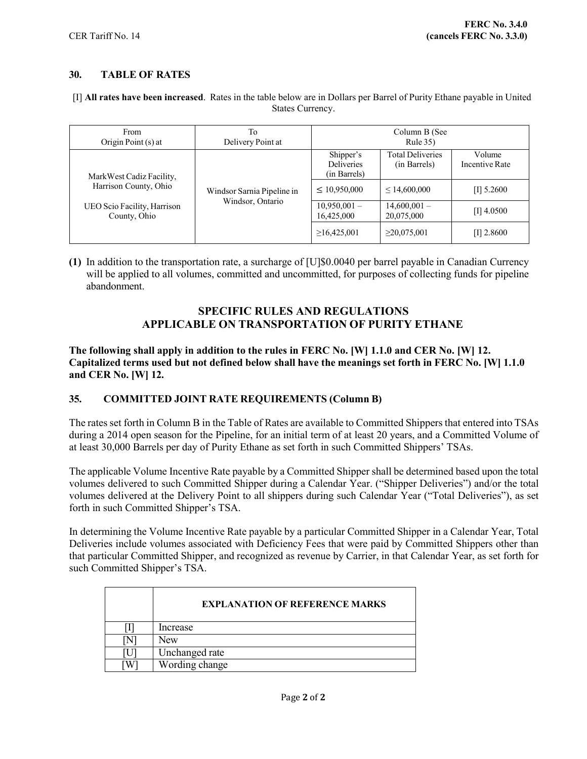CER Tariff No. 14

**FERC No. 3.4.0**
**(cancels FERC No. 3.3.0)**

## 30. TABLE OF RATES

[I] **All rates have been increased**. Rates in the table below are in Dollars per Barrel of Purity Ethane payable in United States Currency.

| From Origin Point (s) at | To Delivery Point at | Column B (See Rule 35) | | |
|---|---|---|---|---|
| | | Shipper's Deliveries (in Barrels) | Total Deliveries (in Barrels) | Volume Incentive Rate |
| MarkWest Cadiz Facility, Harrison County, Ohio<br><br>UEO Scio Facility, Harrison County, Ohio | Windsor Sarnia Pipeline in Windsor, Ontario | ≤ 10,950,000 | ≤ 14,600,000 | [I] 5.2600 |
| | | 10,950,001 – 16,425,000 | 14,600,001 – 20,075,000 | [I] 4.0500 |
| | | ≥16,425,001 | ≥20,075,001 | [I] 2.8600 |

**(1)** In addition to the transportation rate, a surcharge of [U]$0.0040 per barrel payable in Canadian Currency will be applied to all volumes, committed and uncommitted, for purposes of collecting funds for pipeline abandonment.

## SPECIFIC RULES AND REGULATIONS APPLICABLE ON TRANSPORTATION OF PURITY ETHANE

**The following shall apply in addition to the rules in FERC No. [W] 1.1.0 and CER No. [W] 12. Capitalized terms used but not defined below shall have the meanings set forth in FERC No. [W] 1.1.0 and CER No. [W] 12.**

## 35. COMMITTED JOINT RATE REQUIREMENTS (Column B)

The rates set forth in Column B in the Table of Rates are available to Committed Shippers that entered into TSAs during a 2014 open season for the Pipeline, for an initial term of at least 20 years, and a Committed Volume of at least 30,000 Barrels per day of Purity Ethane as set forth in such Committed Shippers' TSAs.

The applicable Volume Incentive Rate payable by a Committed Shipper shall be determined based upon the total volumes delivered to such Committed Shipper during a Calendar Year. ("Shipper Deliveries") and/or the total volumes delivered at the Delivery Point to all shippers during such Calendar Year ("Total Deliveries"), as set forth in such Committed Shipper's TSA.

In determining the Volume Incentive Rate payable by a particular Committed Shipper in a Calendar Year, Total Deliveries include volumes associated with Deficiency Fees that were paid by Committed Shippers other than that particular Committed Shipper, and recognized as revenue by Carrier, in that Calendar Year, as set forth for such Committed Shipper's TSA.

| | **EXPLANATION OF REFERENCE MARKS** |
|---|---|
| [I] | Increase |
| [N] | New |
| [U] | Unchanged rate |
| [W] | Wording change |